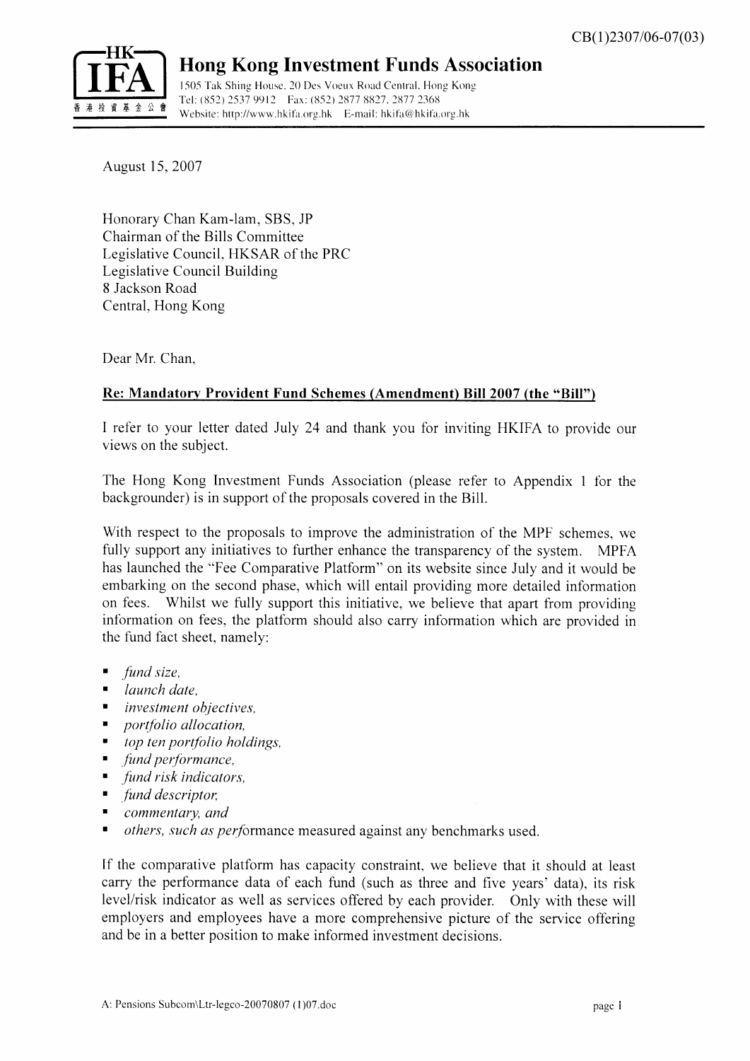CB(1)2307/06-07(03)

# Hong Kong Investment Funds Association

1505 Tak Shing House, 20 Des Voeux Road Central, Hong Kong
Tel: (852) 2537 9912 Fax: (852) 2877 8827, 2877 2368
Website: http://www.hkifa.org.hk E-mail: hkifa@hkifa.org.hk

August 15, 2007

Honorary Chan Kam-lam, SBS, JP
Chairman of the Bills Committee
Legislative Council, HKSAR of the PRC
Legislative Council Building
8 Jackson Road
Central, Hong Kong

Dear Mr. Chan,

**Re: Mandatory Provident Fund Schemes (Amendment) Bill 2007 (the "Bill")**

I refer to your letter dated July 24 and thank you for inviting HKIFA to provide our views on the subject.

The Hong Kong Investment Funds Association (please refer to Appendix 1 for the backgrounder) is in support of the proposals covered in the Bill.

With respect to the proposals to improve the administration of the MPF schemes, we fully support any initiatives to further enhance the transparency of the system. MPFA has launched the "Fee Comparative Platform" on its website since July and it would be embarking on the second phase, which will entail providing more detailed information on fees. Whilst we fully support this initiative, we believe that apart from providing information on fees, the platform should also carry information which are provided in the fund fact sheet, namely:

- *fund size,*
- *launch date,*
- *investment objectives,*
- *portfolio allocation,*
- *top ten portfolio holdings,*
- *fund performance,*
- *fund risk indicators,*
- *fund descriptor,*
- *commentary, and*
- *others, such as perf*ormance measured against any benchmarks used.

If the comparative platform has capacity constraint, we believe that it should at least carry the performance data of each fund (such as three and five years' data), its risk level/risk indicator as well as services offered by each provider. Only with these will employers and employees have a more comprehensive picture of the service offering and be in a better position to make informed investment decisions.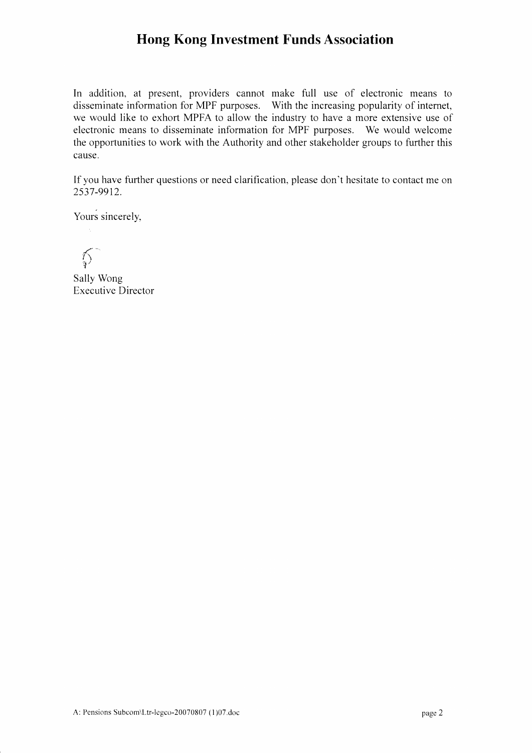In addition, at present, providers cannot make full use of electronic means to disseminate information for MPF purposes. With the increasing popularity of internet, we would like to exhort MPFA to allow the industry to have a more extensive use of electronic means to disseminate information for MPF purposes. We would welcome the opportunities to work with the Authority and other stakeholder groups to further this cause.

If you have further questions or need clarification, please don't hesitate to contact me on 2537-9912.

Yours sincerely,

Sally Wong
Executive Director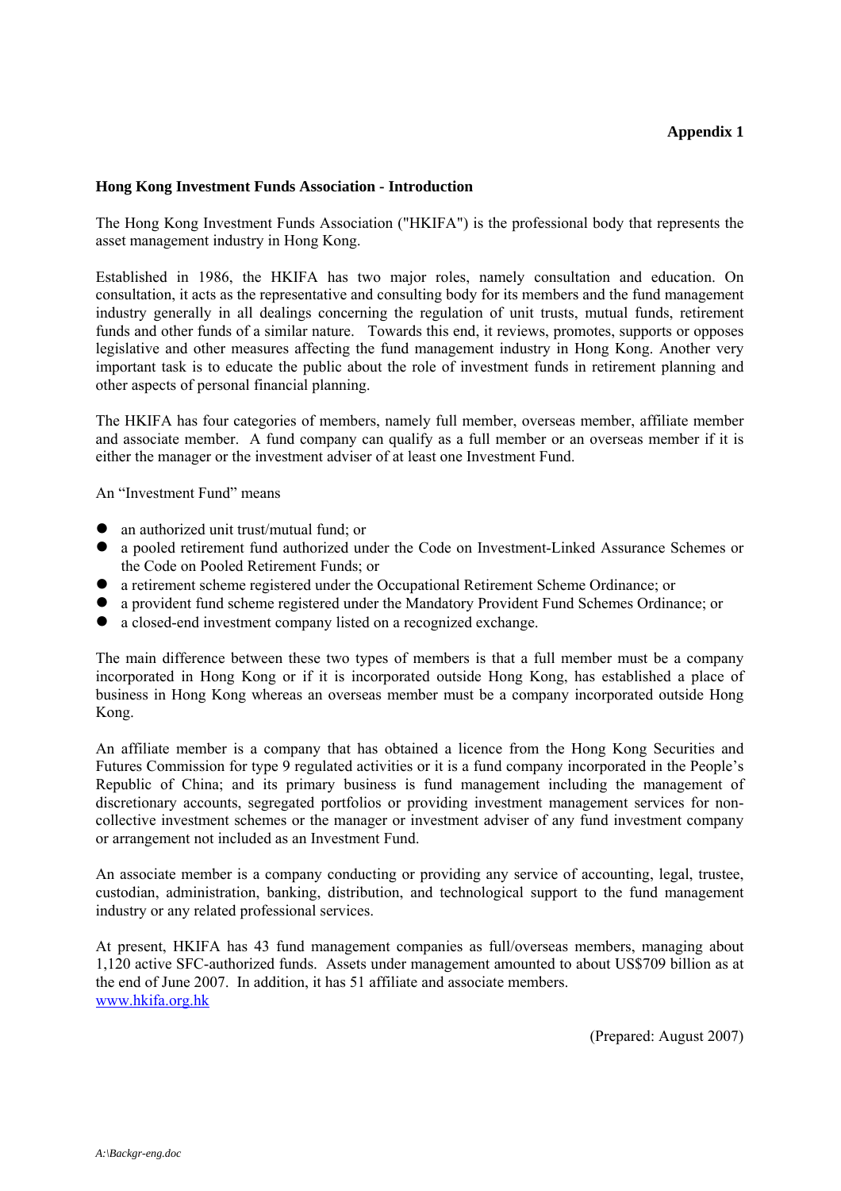**Appendix 1**

**Hong Kong Investment Funds Association - Introduction**

The Hong Kong Investment Funds Association ("HKIFA") is the professional body that represents the asset management industry in Hong Kong.

Established in 1986, the HKIFA has two major roles, namely consultation and education. On consultation, it acts as the representative and consulting body for its members and the fund management industry generally in all dealings concerning the regulation of unit trusts, mutual funds, retirement funds and other funds of a similar nature. Towards this end, it reviews, promotes, supports or opposes legislative and other measures affecting the fund management industry in Hong Kong. Another very important task is to educate the public about the role of investment funds in retirement planning and other aspects of personal financial planning.

The HKIFA has four categories of members, namely full member, overseas member, affiliate member and associate member. A fund company can qualify as a full member or an overseas member if it is either the manager or the investment adviser of at least one Investment Fund.

An "Investment Fund" means

- an authorized unit trust/mutual fund; or
- a pooled retirement fund authorized under the Code on Investment-Linked Assurance Schemes or the Code on Pooled Retirement Funds; or
- a retirement scheme registered under the Occupational Retirement Scheme Ordinance; or
- a provident fund scheme registered under the Mandatory Provident Fund Schemes Ordinance; or
- a closed-end investment company listed on a recognized exchange.

The main difference between these two types of members is that a full member must be a company incorporated in Hong Kong or if it is incorporated outside Hong Kong, has established a place of business in Hong Kong whereas an overseas member must be a company incorporated outside Hong Kong.

An affiliate member is a company that has obtained a licence from the Hong Kong Securities and Futures Commission for type 9 regulated activities or it is a fund company incorporated in the People's Republic of China; and its primary business is fund management including the management of discretionary accounts, segregated portfolios or providing investment management services for non-collective investment schemes or the manager or investment adviser of any fund investment company or arrangement not included as an Investment Fund.

An associate member is a company conducting or providing any service of accounting, legal, trustee, custodian, administration, banking, distribution, and technological support to the fund management industry or any related professional services.

At present, HKIFA has 43 fund management companies as full/overseas members, managing about 1,120 active SFC-authorized funds. Assets under management amounted to about US$709 billion as at the end of June 2007. In addition, it has 51 affiliate and associate members.
www.hkifa.org.hk

(Prepared: August 2007)

*A:\Backgr-eng.doc*